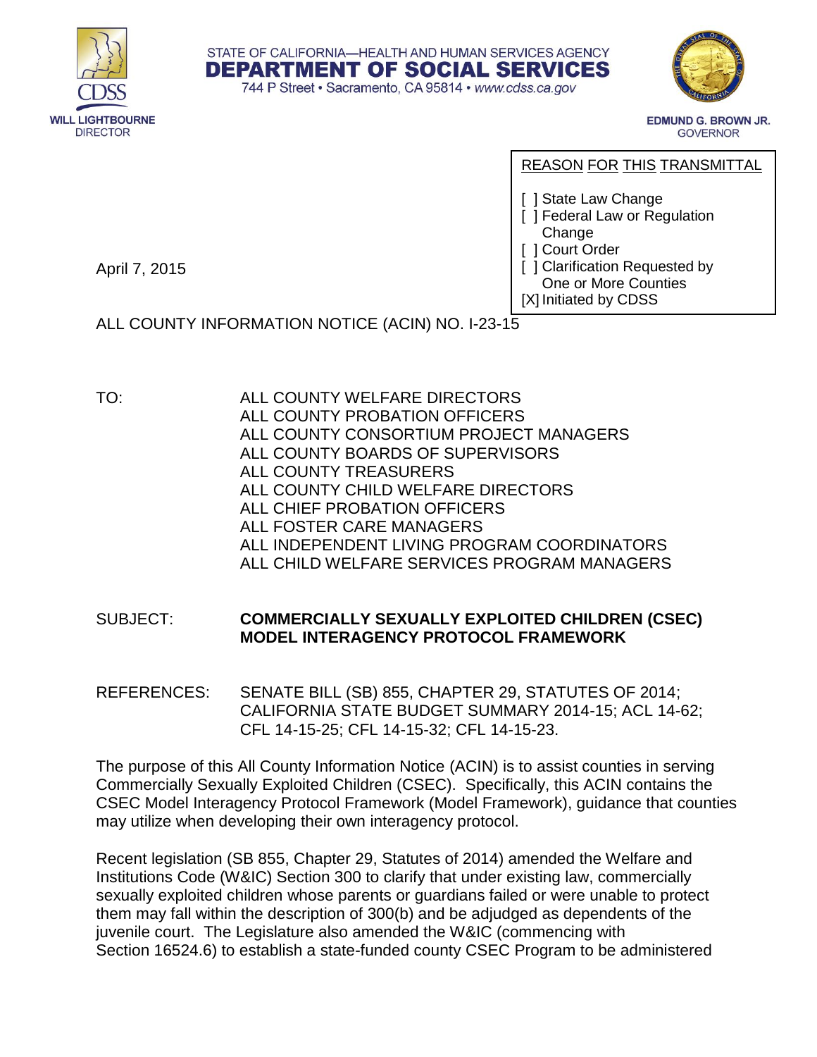STATE OF CALIFORNIA—HEALTH AND HUMAN SERVICES AGENCY
**DEPARTMENT OF SOCIAL SERVICES**
744 P Street • Sacramento, CA 95814 • *www.cdss.ca.gov*

CDSS
**WILL LIGHTBOURNE**
DIRECTOR

**EDMUND G. BROWN JR.**
GOVERNOR

REASON FOR THIS TRANSMITTAL

[ ] State Law Change
[ ] Federal Law or Regulation Change
[ ] Court Order
[ ] Clarification Requested by One or More Counties
[X] Initiated by CDSS

April 7, 2015

ALL COUNTY INFORMATION NOTICE (ACIN) NO. I-23-15

TO: ALL COUNTY WELFARE DIRECTORS
ALL COUNTY PROBATION OFFICERS
ALL COUNTY CONSORTIUM PROJECT MANAGERS
ALL COUNTY BOARDS OF SUPERVISORS
ALL COUNTY TREASURERS
ALL COUNTY CHILD WELFARE DIRECTORS
ALL CHIEF PROBATION OFFICERS
ALL FOSTER CARE MANAGERS
ALL INDEPENDENT LIVING PROGRAM COORDINATORS
ALL CHILD WELFARE SERVICES PROGRAM MANAGERS

SUBJECT: **COMMERCIALLY SEXUALLY EXPLOITED CHILDREN (CSEC) MODEL INTERAGENCY PROTOCOL FRAMEWORK**

REFERENCES: SENATE BILL (SB) 855, CHAPTER 29, STATUTES OF 2014; CALIFORNIA STATE BUDGET SUMMARY 2014-15; ACL 14-62; CFL 14-15-25; CFL 14-15-32; CFL 14-15-23.

The purpose of this All County Information Notice (ACIN) is to assist counties in serving Commercially Sexually Exploited Children (CSEC). Specifically, this ACIN contains the CSEC Model Interagency Protocol Framework (Model Framework), guidance that counties may utilize when developing their own interagency protocol.

Recent legislation (SB 855, Chapter 29, Statutes of 2014) amended the Welfare and Institutions Code (W&IC) Section 300 to clarify that under existing law, commercially sexually exploited children whose parents or guardians failed or were unable to protect them may fall within the description of 300(b) and be adjudged as dependents of the juvenile court. The Legislature also amended the W&IC (commencing with Section 16524.6) to establish a state-funded county CSEC Program to be administered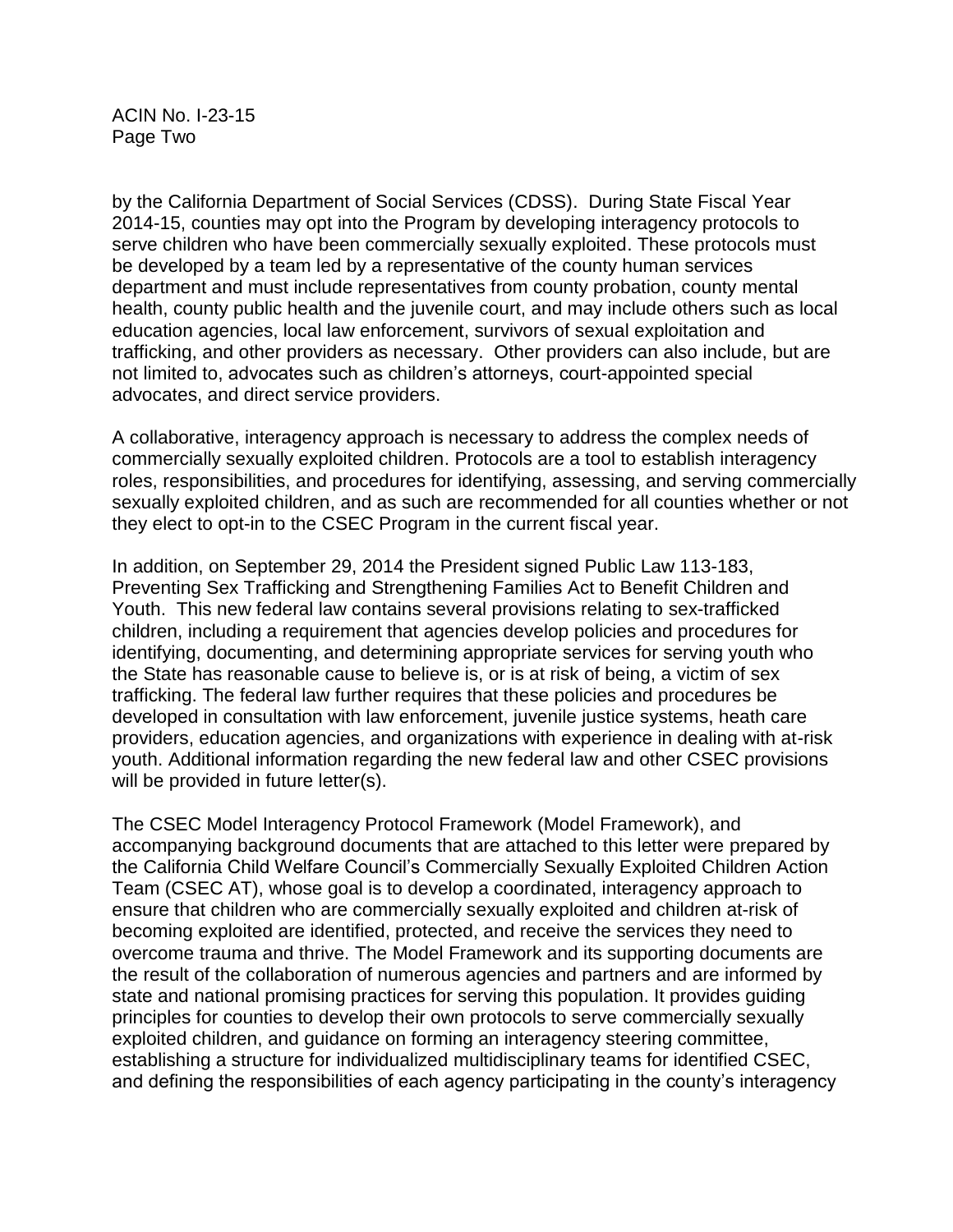by the California Department of Social Services (CDSS). During State Fiscal Year 2014-15, counties may opt into the Program by developing interagency protocols to serve children who have been commercially sexually exploited. These protocols must be developed by a team led by a representative of the county human services department and must include representatives from county probation, county mental health, county public health and the juvenile court, and may include others such as local education agencies, local law enforcement, survivors of sexual exploitation and trafficking, and other providers as necessary. Other providers can also include, but are not limited to, advocates such as children's attorneys, court-appointed special advocates, and direct service providers.

A collaborative, interagency approach is necessary to address the complex needs of commercially sexually exploited children. Protocols are a tool to establish interagency roles, responsibilities, and procedures for identifying, assessing, and serving commercially sexually exploited children, and as such are recommended for all counties whether or not they elect to opt-in to the CSEC Program in the current fiscal year.

In addition, on September 29, 2014 the President signed Public Law 113-183, Preventing Sex Trafficking and Strengthening Families Act to Benefit Children and Youth. This new federal law contains several provisions relating to sex-trafficked children, including a requirement that agencies develop policies and procedures for identifying, documenting, and determining appropriate services for serving youth who the State has reasonable cause to believe is, or is at risk of being, a victim of sex trafficking. The federal law further requires that these policies and procedures be developed in consultation with law enforcement, juvenile justice systems, heath care providers, education agencies, and organizations with experience in dealing with at-risk youth. Additional information regarding the new federal law and other CSEC provisions will be provided in future letter(s).

The CSEC Model Interagency Protocol Framework (Model Framework), and accompanying background documents that are attached to this letter were prepared by the California Child Welfare Council's Commercially Sexually Exploited Children Action Team (CSEC AT), whose goal is to develop a coordinated, interagency approach to ensure that children who are commercially sexually exploited and children at-risk of becoming exploited are identified, protected, and receive the services they need to overcome trauma and thrive. The Model Framework and its supporting documents are the result of the collaboration of numerous agencies and partners and are informed by state and national promising practices for serving this population. It provides guiding principles for counties to develop their own protocols to serve commercially sexually exploited children, and guidance on forming an interagency steering committee, establishing a structure for individualized multidisciplinary teams for identified CSEC, and defining the responsibilities of each agency participating in the county's interagency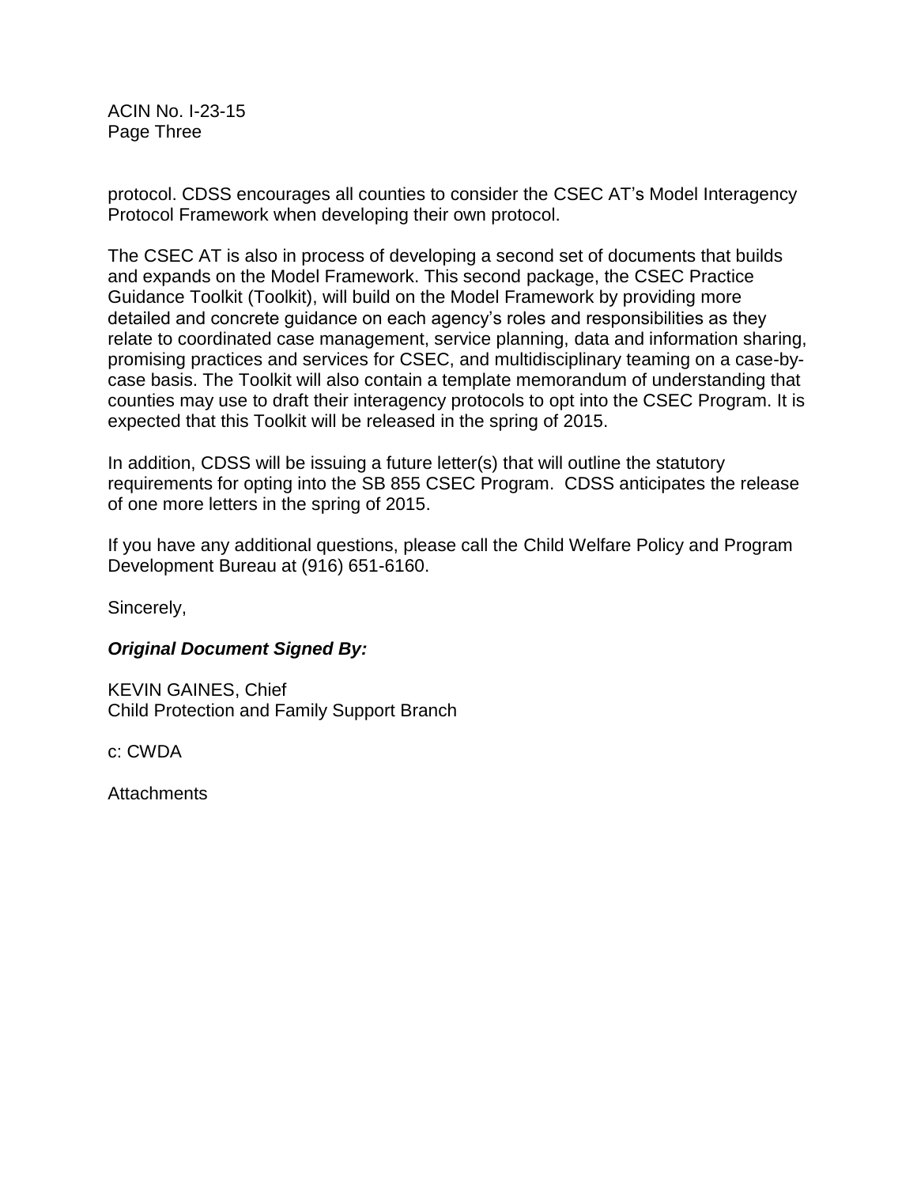protocol. CDSS encourages all counties to consider the CSEC AT's Model Interagency Protocol Framework when developing their own protocol.

The CSEC AT is also in process of developing a second set of documents that builds and expands on the Model Framework. This second package, the CSEC Practice Guidance Toolkit (Toolkit), will build on the Model Framework by providing more detailed and concrete guidance on each agency's roles and responsibilities as they relate to coordinated case management, service planning, data and information sharing, promising practices and services for CSEC, and multidisciplinary teaming on a case-by-case basis. The Toolkit will also contain a template memorandum of understanding that counties may use to draft their interagency protocols to opt into the CSEC Program. It is expected that this Toolkit will be released in the spring of 2015.

In addition, CDSS will be issuing a future letter(s) that will outline the statutory requirements for opting into the SB 855 CSEC Program. CDSS anticipates the release of one more letters in the spring of 2015.

If you have any additional questions, please call the Child Welfare Policy and Program Development Bureau at (916) 651-6160.

Sincerely,

***Original Document Signed By:***

KEVIN GAINES, Chief
Child Protection and Family Support Branch

c: CWDA

Attachments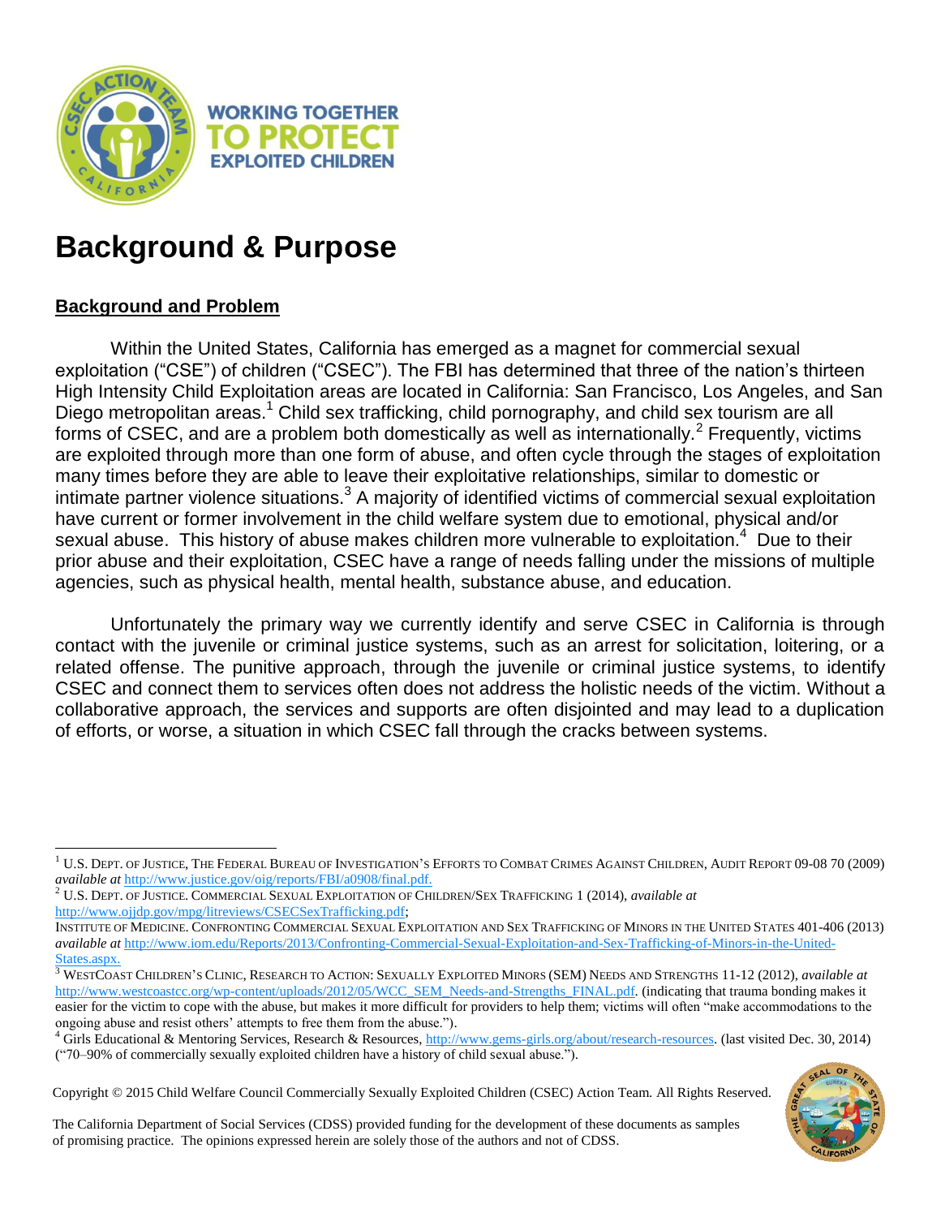WORKING TOGETHER TO PROTECT EXPLOITED CHILDREN

# Background & Purpose

## Background and Problem

Within the United States, California has emerged as a magnet for commercial sexual exploitation ("CSE") of children ("CSEC"). The FBI has determined that three of the nation's thirteen High Intensity Child Exploitation areas are located in California: San Francisco, Los Angeles, and San Diego metropolitan areas.[1] Child sex trafficking, child pornography, and child sex tourism are all forms of CSEC, and are a problem both domestically as well as internationally.[2] Frequently, victims are exploited through more than one form of abuse, and often cycle through the stages of exploitation many times before they are able to leave their exploitative relationships, similar to domestic or intimate partner violence situations.[3] A majority of identified victims of commercial sexual exploitation have current or former involvement in the child welfare system due to emotional, physical and/or sexual abuse. This history of abuse makes children more vulnerable to exploitation.[4] Due to their prior abuse and their exploitation, CSEC have a range of needs falling under the missions of multiple agencies, such as physical health, mental health, substance abuse, and education.

Unfortunately the primary way we currently identify and serve CSEC in California is through contact with the juvenile or criminal justice systems, such as an arrest for solicitation, loitering, or a related offense. The punitive approach, through the juvenile or criminal justice systems, to identify CSEC and connect them to services often does not address the holistic needs of the victim. Without a collaborative approach, the services and supports are often disjointed and may lead to a duplication of efforts, or worse, a situation in which CSEC fall through the cracks between systems.

---

[1] U.S. Dept. of Justice, The Federal Bureau of Investigation's Efforts to Combat Crimes Against Children, Audit Report 09-08 70 (2009) *available at* http://www.justice.gov/oig/reports/FBI/a0908/final.pdf.

[2] U.S. Dept. of Justice. Commercial Sexual Exploitation of Children/Sex Trafficking 1 (2014), *available at* http://www.ojjdp.gov/mpg/litreviews/CSECSexTrafficking.pdf;
Institute of Medicine. Confronting Commercial Sexual Exploitation and Sex Trafficking of Minors in the United States 401-406 (2013) *available at* http://www.iom.edu/Reports/2013/Confronting-Commercial-Sexual-Exploitation-and-Sex-Trafficking-of-Minors-in-the-United-States.aspx.

[3] WestCoast Children's Clinic, Research to Action: Sexually Exploited Minors (SEM) Needs and Strengths 11-12 (2012), *available at* http://www.westcoastcc.org/wp-content/uploads/2012/05/WCC_SEM_Needs-and-Strengths_FINAL.pdf. (indicating that trauma bonding makes it easier for the victim to cope with the abuse, but makes it more difficult for providers to help them; victims will often "make accommodations to the ongoing abuse and resist others' attempts to free them from the abuse.").

[4] Girls Educational & Mentoring Services, Research & Resources, http://www.gems-girls.org/about/research-resources. (last visited Dec. 30, 2014) ("70–90% of commercially sexually exploited children have a history of child sexual abuse.").

Copyright © 2015 Child Welfare Council Commercially Sexually Exploited Children (CSEC) Action Team. All Rights Reserved.

The California Department of Social Services (CDSS) provided funding for the development of these documents as samples of promising practice. The opinions expressed herein are solely those of the authors and not of CDSS.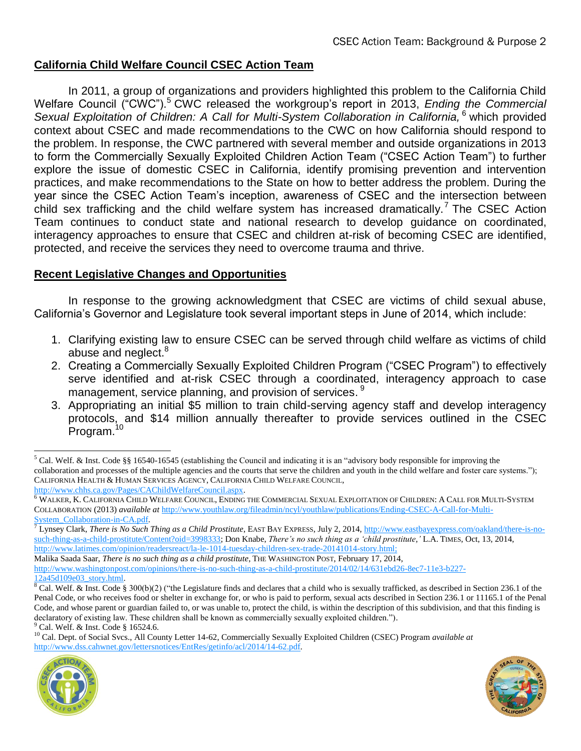## California Child Welfare Council CSEC Action Team

In 2011, a group of organizations and providers highlighted this problem to the California Child Welfare Council ("CWC").[5] CWC released the workgroup's report in 2013, *Ending the Commercial Sexual Exploitation of Children: A Call for Multi-System Collaboration in California,*[6] which provided context about CSEC and made recommendations to the CWC on how California should respond to the problem. In response, the CWC partnered with several member and outside organizations in 2013 to form the Commercially Sexually Exploited Children Action Team ("CSEC Action Team") to further explore the issue of domestic CSEC in California, identify promising prevention and intervention practices, and make recommendations to the State on how to better address the problem. During the year since the CSEC Action Team's inception, awareness of CSEC and the intersection between child sex trafficking and the child welfare system has increased dramatically.[7] The CSEC Action Team continues to conduct state and national research to develop guidance on coordinated, interagency approaches to ensure that CSEC and children at-risk of becoming CSEC are identified, protected, and receive the services they need to overcome trauma and thrive.

## Recent Legislative Changes and Opportunities

In response to the growing acknowledgment that CSEC are victims of child sexual abuse, California's Governor and Legislature took several important steps in June of 2014, which include:

1. Clarifying existing law to ensure CSEC can be served through child welfare as victims of child abuse and neglect.[8]
2. Creating a Commercially Sexually Exploited Children Program ("CSEC Program") to effectively serve identified and at-risk CSEC through a coordinated, interagency approach to case management, service planning, and provision of services.[9]
3. Appropriating an initial $5 million to train child-serving agency staff and develop interagency protocols, and $14 million annually thereafter to provide services outlined in the CSEC Program.[10]

---

[5] Cal. Welf. & Inst. Code §§ 16540-16545 (establishing the Council and indicating it is an "advisory body responsible for improving the collaboration and processes of the multiple agencies and the courts that serve the children and youth in the child welfare and foster care systems."); CALIFORNIA HEALTH & HUMAN SERVICES AGENCY, CALIFORNIA CHILD WELFARE COUNCIL, http://www.chhs.ca.gov/Pages/CAChildWelfareCouncil.aspx.

[6] WALKER, K. CALIFORNIA CHILD WELFARE COUNCIL, ENDING THE COMMERCIAL SEXUAL EXPLOITATION OF CHILDREN: A CALL FOR MULTI-SYSTEM COLLABORATION (2013) *available at* http://www.youthlaw.org/fileadmin/ncyl/youthlaw/publications/Ending-CSEC-A-Call-for-Multi-System_Collaboration-in-CA.pdf.

[7] Lynsey Clark, *There is No Such Thing as a Child Prostitute*, EAST BAY EXPRESS, July 2, 2014, http://www.eastbayexpress.com/oakland/there-is-no-such-thing-as-a-child-prostitute/Content?oid=3998333; Don Knabe, *There's no such thing as a 'child prostitute,'* L.A. TIMES, Oct, 13, 2014, http://www.latimes.com/opinion/readersreact/la-le-1014-tuesday-children-sex-trade-20141014-story.html;
Malika Saada Saar, *There is no such thing as a child prostitute*, THE WASHINGTON POST, February 17, 2014, http://www.washingtonpost.com/opinions/there-is-no-such-thing-as-a-child-prostitute/2014/02/14/631ebd26-8ec7-11e3-b227-12a45d109e03_story.html.

[8] Cal. Welf. & Inst. Code § 300(b)(2) ("the Legislature finds and declares that a child who is sexually trafficked, as described in Section 236.1 of the Penal Code, or who receives food or shelter in exchange for, or who is paid to perform, sexual acts described in Section 236.1 or 11165.1 of the Penal Code, and whose parent or guardian failed to, or was unable to, protect the child, is within the description of this subdivision, and that this finding is declaratory of existing law. These children shall be known as commercially sexually exploited children.").

[9] Cal. Welf. & Inst. Code § 16524.6.

[10] Cal. Dept. of Social Svcs., All County Letter 14-62, Commercially Sexually Exploited Children (CSEC) Program *available at* http://www.dss.cahwnet.gov/lettersnotices/EntRes/getinfo/acl/2014/14-62.pdf.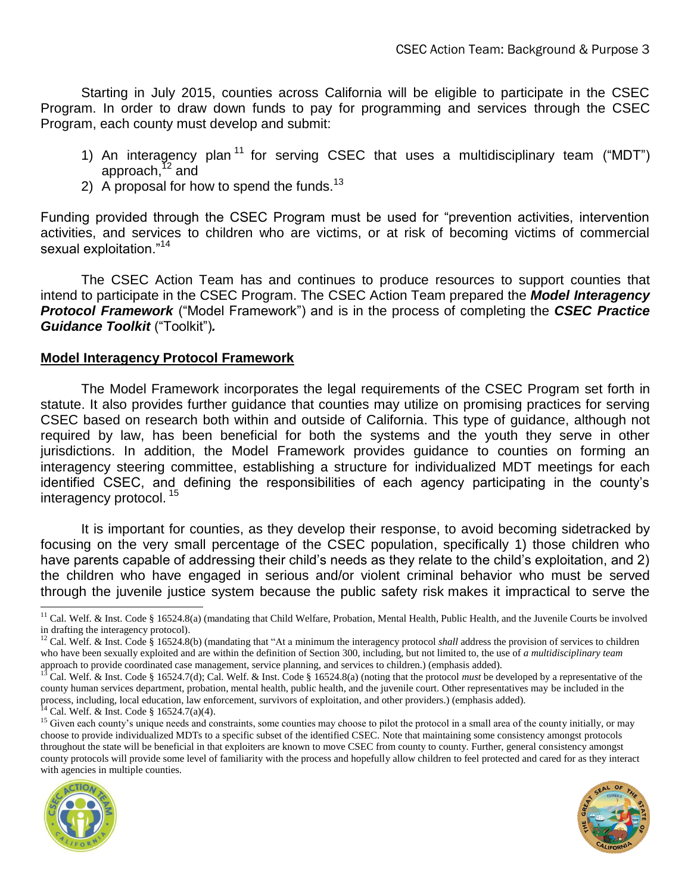Starting in July 2015, counties across California will be eligible to participate in the CSEC Program. In order to draw down funds to pay for programming and services through the CSEC Program, each county must develop and submit:

1) An interagency plan[11] for serving CSEC that uses a multidisciplinary team ("MDT") approach,[12] and
2) A proposal for how to spend the funds.[13]

Funding provided through the CSEC Program must be used for "prevention activities, intervention activities, and services to children who are victims, or at risk of becoming victims of commercial sexual exploitation."[14]

The CSEC Action Team has and continues to produce resources to support counties that intend to participate in the CSEC Program. The CSEC Action Team prepared the ***Model Interagency Protocol Framework*** ("Model Framework") and is in the process of completing the ***CSEC Practice Guidance Toolkit*** ("Toolkit")***.***

## Model Interagency Protocol Framework

The Model Framework incorporates the legal requirements of the CSEC Program set forth in statute. It also provides further guidance that counties may utilize on promising practices for serving CSEC based on research both within and outside of California. This type of guidance, although not required by law, has been beneficial for both the systems and the youth they serve in other jurisdictions. In addition, the Model Framework provides guidance to counties on forming an interagency steering committee, establishing a structure for individualized MDT meetings for each identified CSEC, and defining the responsibilities of each agency participating in the county's interagency protocol.[15]

It is important for counties, as they develop their response, to avoid becoming sidetracked by focusing on the very small percentage of the CSEC population, specifically 1) those children who have parents capable of addressing their child's needs as they relate to the child's exploitation, and 2) the children who have engaged in serious and/or violent criminal behavior who must be served through the juvenile justice system because the public safety risk makes it impractical to serve the

---

[11] Cal. Welf. & Inst. Code § 16524.8(a) (mandating that Child Welfare, Probation, Mental Health, Public Health, and the Juvenile Courts be involved in drafting the interagency protocol).

[12] Cal. Welf. & Inst. Code § 16524.8(b) (mandating that "At a minimum the interagency protocol *shall* address the provision of services to children who have been sexually exploited and are within the definition of Section 300, including, but not limited to, the use of *a multidisciplinary team* approach to provide coordinated case management, service planning, and services to children.) (emphasis added).

[13] Cal. Welf. & Inst. Code § 16524.7(d); Cal. Welf. & Inst. Code § 16524.8(a) (noting that the protocol *must* be developed by a representative of the county human services department, probation, mental health, public health, and the juvenile court. Other representatives may be included in the process, including, local education, law enforcement, survivors of exploitation, and other providers.) (emphasis added).

[14] Cal. Welf. & Inst. Code § 16524.7(a)(4).

[15] Given each county's unique needs and constraints, some counties may choose to pilot the protocol in a small area of the county initially, or may choose to provide individualized MDTs to a specific subset of the identified CSEC. Note that maintaining some consistency amongst protocols throughout the state will be beneficial in that exploiters are known to move CSEC from county to county. Further, general consistency amongst county protocols will provide some level of familiarity with the process and hopefully allow children to feel protected and cared for as they interact with agencies in multiple counties.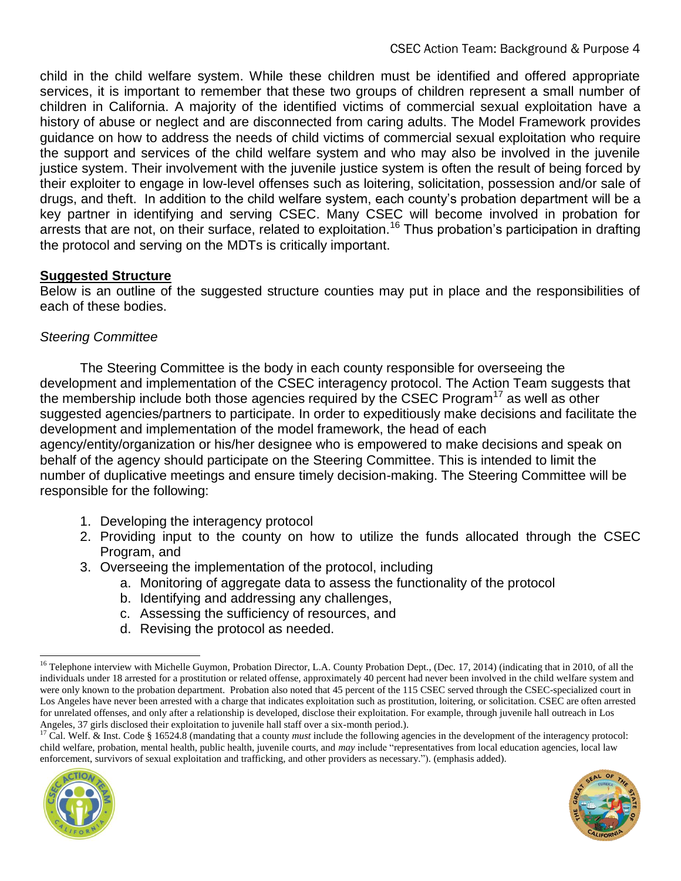child in the child welfare system. While these children must be identified and offered appropriate services, it is important to remember that these two groups of children represent a small number of children in California. A majority of the identified victims of commercial sexual exploitation have a history of abuse or neglect and are disconnected from caring adults. The Model Framework provides guidance on how to address the needs of child victims of commercial sexual exploitation who require the support and services of the child welfare system and who may also be involved in the juvenile justice system. Their involvement with the juvenile justice system is often the result of being forced by their exploiter to engage in low-level offenses such as loitering, solicitation, possession and/or sale of drugs, and theft. In addition to the child welfare system, each county's probation department will be a key partner in identifying and serving CSEC. Many CSEC will become involved in probation for arrests that are not, on their surface, related to exploitation.[16] Thus probation's participation in drafting the protocol and serving on the MDTs is critically important.

## **Suggested Structure**

Below is an outline of the suggested structure counties may put in place and the responsibilities of each of these bodies.

### *Steering Committee*

The Steering Committee is the body in each county responsible for overseeing the development and implementation of the CSEC interagency protocol. The Action Team suggests that the membership include both those agencies required by the CSEC Program[17] as well as other suggested agencies/partners to participate. In order to expeditiously make decisions and facilitate the development and implementation of the model framework, the head of each agency/entity/organization or his/her designee who is empowered to make decisions and speak on behalf of the agency should participate on the Steering Committee. This is intended to limit the number of duplicative meetings and ensure timely decision-making. The Steering Committee will be responsible for the following:

1. Developing the interagency protocol
2. Providing input to the county on how to utilize the funds allocated through the CSEC Program, and
3. Overseeing the implementation of the protocol, including
   a. Monitoring of aggregate data to assess the functionality of the protocol
   b. Identifying and addressing any challenges,
   c. Assessing the sufficiency of resources, and
   d. Revising the protocol as needed.

---

[16] Telephone interview with Michelle Guymon, Probation Director, L.A. County Probation Dept., (Dec. 17, 2014) (indicating that in 2010, of all the individuals under 18 arrested for a prostitution or related offense, approximately 40 percent had never been involved in the child welfare system and were only known to the probation department. Probation also noted that 45 percent of the 115 CSEC served through the CSEC-specialized court in Los Angeles have never been arrested with a charge that indicates exploitation such as prostitution, loitering, or solicitation. CSEC are often arrested for unrelated offenses, and only after a relationship is developed, disclose their exploitation. For example, through juvenile hall outreach in Los Angeles, 37 girls disclosed their exploitation to juvenile hall staff over a six-month period.).

[17] Cal. Welf. & Inst. Code § 16524.8 (mandating that a county *must* include the following agencies in the development of the interagency protocol: child welfare, probation, mental health, public health, juvenile courts, and *may* include "representatives from local education agencies, local law enforcement, survivors of sexual exploitation and trafficking, and other providers as necessary."). (emphasis added).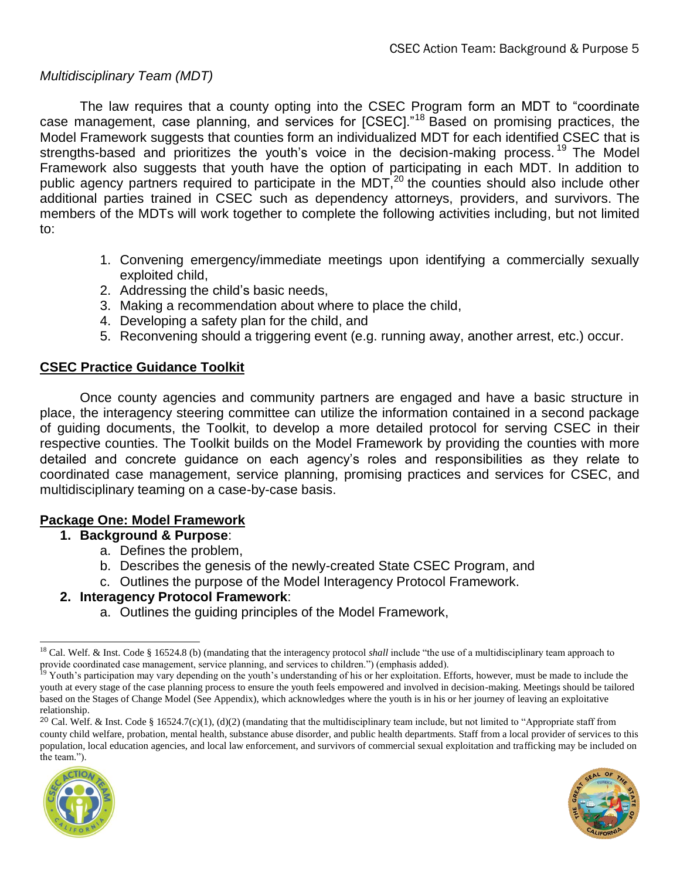*Multidisciplinary Team (MDT)*

The law requires that a county opting into the CSEC Program form an MDT to "coordinate case management, case planning, and services for [CSEC]."[18] Based on promising practices, the Model Framework suggests that counties form an individualized MDT for each identified CSEC that is strengths-based and prioritizes the youth's voice in the decision-making process.[19] The Model Framework also suggests that youth have the option of participating in each MDT. In addition to public agency partners required to participate in the MDT,[20] the counties should also include other additional parties trained in CSEC such as dependency attorneys, providers, and survivors. The members of the MDTs will work together to complete the following activities including, but not limited to:

1. Convening emergency/immediate meetings upon identifying a commercially sexually exploited child,
2. Addressing the child's basic needs,
3. Making a recommendation about where to place the child,
4. Developing a safety plan for the child, and
5. Reconvening should a triggering event (e.g. running away, another arrest, etc.) occur.

## CSEC Practice Guidance Toolkit

Once county agencies and community partners are engaged and have a basic structure in place, the interagency steering committee can utilize the information contained in a second package of guiding documents, the Toolkit, to develop a more detailed protocol for serving CSEC in their respective counties. The Toolkit builds on the Model Framework by providing the counties with more detailed and concrete guidance on each agency's roles and responsibilities as they relate to coordinated case management, service planning, promising practices and services for CSEC, and multidisciplinary teaming on a case-by-case basis.

## Package One: Model Framework

1. **Background & Purpose**:
   a. Defines the problem,
   b. Describes the genesis of the newly-created State CSEC Program, and
   c. Outlines the purpose of the Model Interagency Protocol Framework.
2. **Interagency Protocol Framework**:
   a. Outlines the guiding principles of the Model Framework,

---

[18] Cal. Welf. & Inst. Code § 16524.8 (b) (mandating that the interagency protocol *shall* include "the use of a multidisciplinary team approach to provide coordinated case management, service planning, and services to children.") (emphasis added).

[19] Youth's participation may vary depending on the youth's understanding of his or her exploitation. Efforts, however, must be made to include the youth at every stage of the case planning process to ensure the youth feels empowered and involved in decision-making. Meetings should be tailored based on the Stages of Change Model (See Appendix), which acknowledges where the youth is in his or her journey of leaving an exploitative relationship.

[20] Cal. Welf. & Inst. Code § 16524.7(c)(1), (d)(2) (mandating that the multidisciplinary team include, but not limited to "Appropriate staff from county child welfare, probation, mental health, substance abuse disorder, and public health departments. Staff from a local provider of services to this population, local education agencies, and local law enforcement, and survivors of commercial sexual exploitation and trafficking may be included on the team.").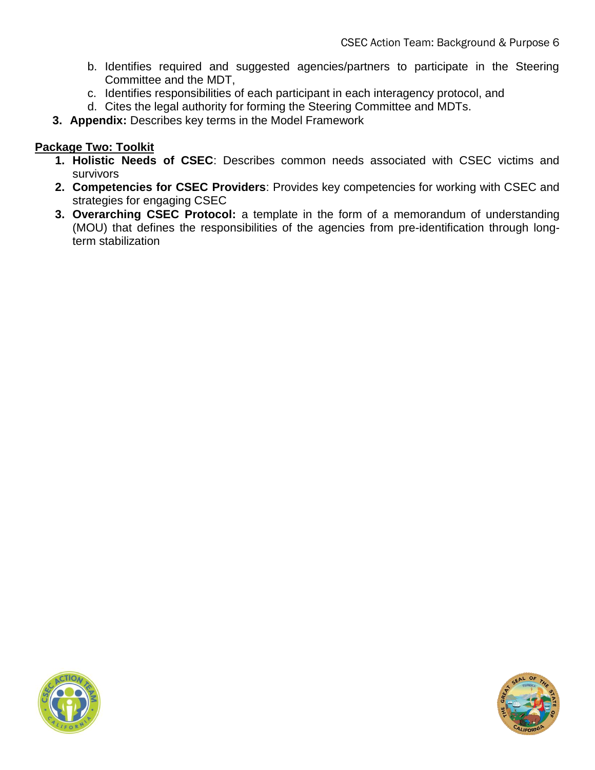b. Identifies required and suggested agencies/partners to participate in the Steering Committee and the MDT,
c. Identifies responsibilities of each participant in each interagency protocol, and
d. Cites the legal authority for forming the Steering Committee and MDTs.

3. **Appendix:** Describes key terms in the Model Framework

**Package Two: Toolkit**

1. **Holistic Needs of CSEC**: Describes common needs associated with CSEC victims and survivors
2. **Competencies for CSEC Providers**: Provides key competencies for working with CSEC and strategies for engaging CSEC
3. **Overarching CSEC Protocol:** a template in the form of a memorandum of understanding (MOU) that defines the responsibilities of the agencies from pre-identification through long-term stabilization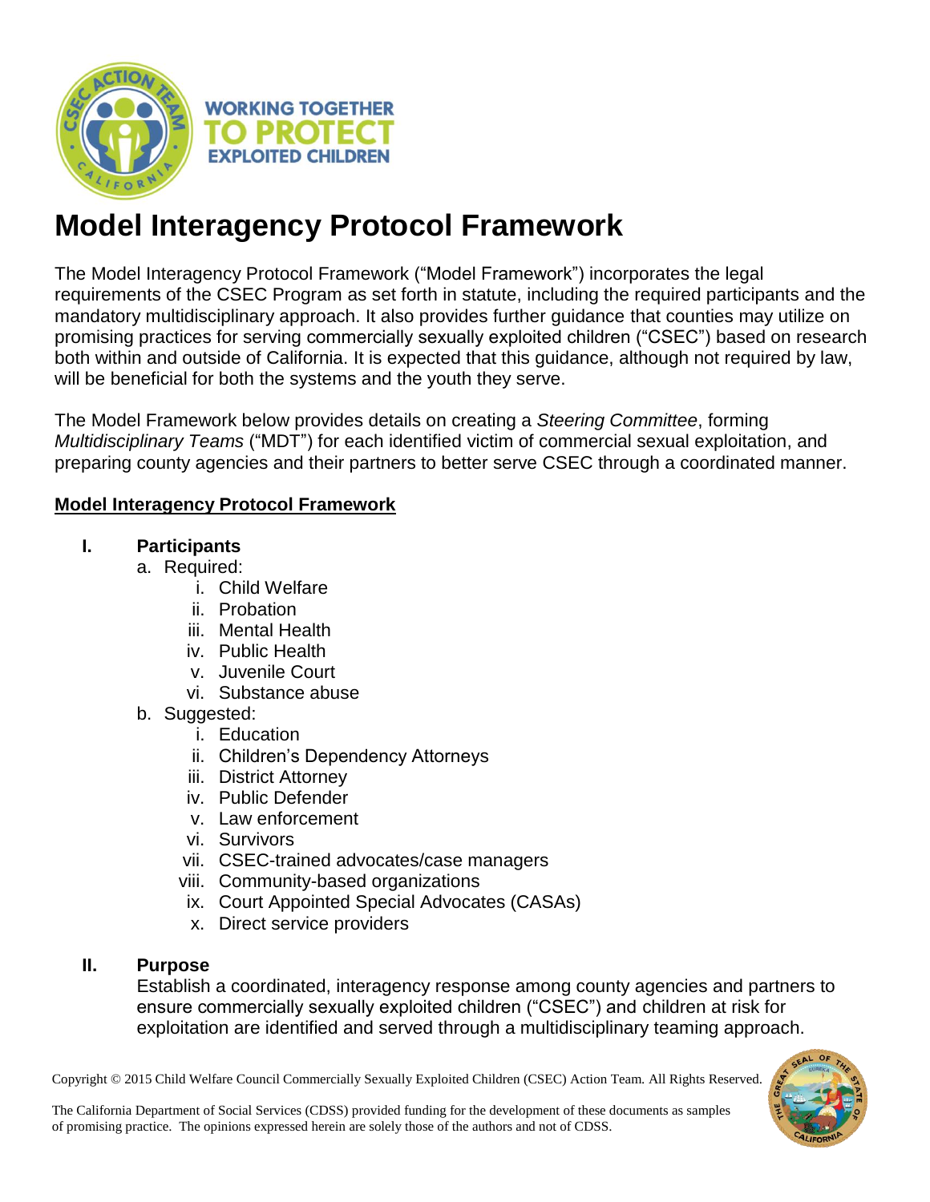# Model Interagency Protocol Framework

The Model Interagency Protocol Framework ("Model Framework") incorporates the legal requirements of the CSEC Program as set forth in statute, including the required participants and the mandatory multidisciplinary approach. It also provides further guidance that counties may utilize on promising practices for serving commercially sexually exploited children ("CSEC") based on research both within and outside of California. It is expected that this guidance, although not required by law, will be beneficial for both the systems and the youth they serve.

The Model Framework below provides details on creating a *Steering Committee*, forming *Multidisciplinary Teams* ("MDT") for each identified victim of commercial sexual exploitation, and preparing county agencies and their partners to better serve CSEC through a coordinated manner.

**Model Interagency Protocol Framework**

## I. Participants

a. Required:
   i. Child Welfare
   ii. Probation
   iii. Mental Health
   iv. Public Health
   v. Juvenile Court
   vi. Substance abuse

b. Suggested:
   i. Education
   ii. Children's Dependency Attorneys
   iii. District Attorney
   iv. Public Defender
   v. Law enforcement
   vi. Survivors
   vii. CSEC-trained advocates/case managers
   viii. Community-based organizations
   ix. Court Appointed Special Advocates (CASAs)
   x. Direct service providers

## II. Purpose

Establish a coordinated, interagency response among county agencies and partners to ensure commercially sexually exploited children ("CSEC") and children at risk for exploitation are identified and served through a multidisciplinary teaming approach.

Copyright © 2015 Child Welfare Council Commercially Sexually Exploited Children (CSEC) Action Team. All Rights Reserved.

The California Department of Social Services (CDSS) provided funding for the development of these documents as samples of promising practice. The opinions expressed herein are solely those of the authors and not of CDSS.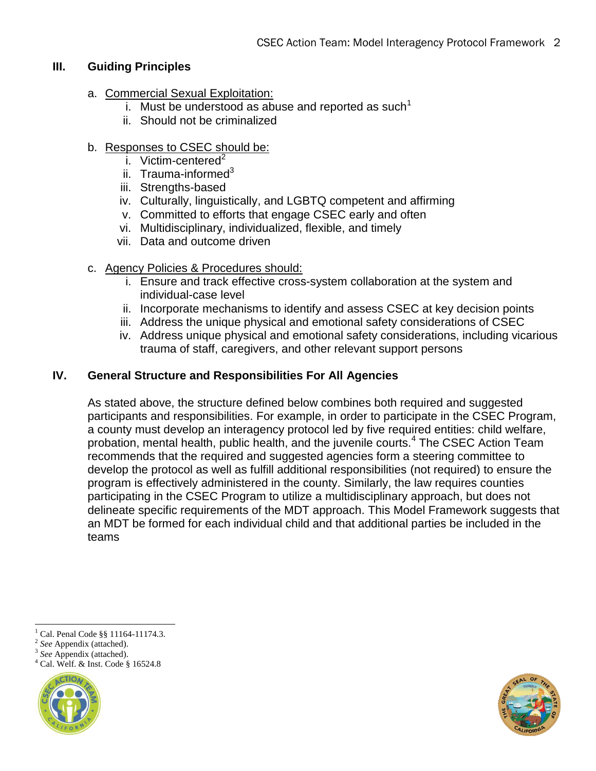## III. Guiding Principles

a. Commercial Sexual Exploitation:

   i. Must be understood as abuse and reported as such[1]
   ii. Should not be criminalized

b. Responses to CSEC should be:

   i. Victim-centered[2]
   ii. Trauma-informed[3]
   iii. Strengths-based
   iv. Culturally, linguistically, and LGBTQ competent and affirming
   v. Committed to efforts that engage CSEC early and often
   vi. Multidisciplinary, individualized, flexible, and timely
   vii. Data and outcome driven

c. Agency Policies & Procedures should:

   i. Ensure and track effective cross-system collaboration at the system and individual-case level
   ii. Incorporate mechanisms to identify and assess CSEC at key decision points
   iii. Address the unique physical and emotional safety considerations of CSEC
   iv. Address unique physical and emotional safety considerations, including vicarious trauma of staff, caregivers, and other relevant support persons

## IV. General Structure and Responsibilities For All Agencies

As stated above, the structure defined below combines both required and suggested participants and responsibilities. For example, in order to participate in the CSEC Program, a county must develop an interagency protocol led by five required entities: child welfare, probation, mental health, public health, and the juvenile courts.[4] The CSEC Action Team recommends that the required and suggested agencies form a steering committee to develop the protocol as well as fulfill additional responsibilities (not required) to ensure the program is effectively administered in the county. Similarly, the law requires counties participating in the CSEC Program to utilize a multidisciplinary approach, but does not delineate specific requirements of the MDT approach. This Model Framework suggests that an MDT be formed for each individual child and that additional parties be included in the teams

---

[1] Cal. Penal Code §§ 11164-11174.3.

[2] *See* Appendix (attached).

[3] *See* Appendix (attached).

[4] Cal. Welf. & Inst. Code § 16524.8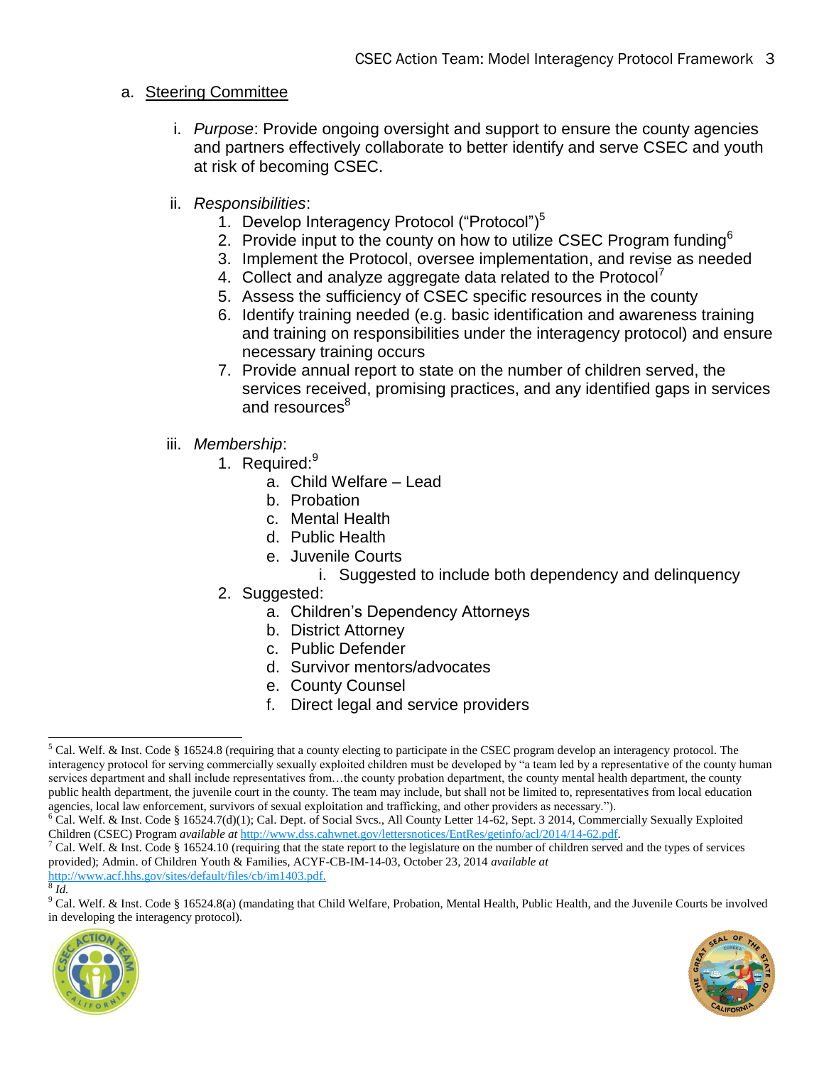a. Steering Committee

i. *Purpose*: Provide ongoing oversight and support to ensure the county agencies and partners effectively collaborate to better identify and serve CSEC and youth at risk of becoming CSEC.

ii. *Responsibilities*:

1. Develop Interagency Protocol ("Protocol")[5]
2. Provide input to the county on how to utilize CSEC Program funding[6]
3. Implement the Protocol, oversee implementation, and revise as needed
4. Collect and analyze aggregate data related to the Protocol[7]
5. Assess the sufficiency of CSEC specific resources in the county
6. Identify training needed (e.g. basic identification and awareness training and training on responsibilities under the interagency protocol) and ensure necessary training occurs
7. Provide annual report to state on the number of children served, the services received, promising practices, and any identified gaps in services and resources[8]

iii. *Membership*:

1. Required:[9]
    a. Child Welfare – Lead
    b. Probation
    c. Mental Health
    d. Public Health
    e. Juvenile Courts
        i. Suggested to include both dependency and delinquency
2. Suggested:
    a. Children's Dependency Attorneys
    b. District Attorney
    c. Public Defender
    d. Survivor mentors/advocates
    e. County Counsel
    f. Direct legal and service providers

---

[5] Cal. Welf. & Inst. Code § 16524.8 (requiring that a county electing to participate in the CSEC program develop an interagency protocol. The interagency protocol for serving commercially sexually exploited children must be developed by "a team led by a representative of the county human services department and shall include representatives from…the county probation department, the county mental health department, the county public health department, the juvenile court in the county. The team may include, but shall not be limited to, representatives from local education agencies, local law enforcement, survivors of sexual exploitation and trafficking, and other providers as necessary.").

[6] Cal. Welf. & Inst. Code § 16524.7(d)(1); Cal. Dept. of Social Svcs., All County Letter 14-62, Sept. 3 2014, Commercially Sexually Exploited Children (CSEC) Program *available at* http://www.dss.cahwnet.gov/lettersnotices/EntRes/getinfo/acl/2014/14-62.pdf.

[7] Cal. Welf. & Inst. Code § 16524.10 (requiring that the state report to the legislature on the number of children served and the types of services provided); Admin. of Children Youth & Families, ACYF-CB-IM-14-03, October 23, 2014 *available at* http://www.acf.hhs.gov/sites/default/files/cb/im1403.pdf.

[8] *Id.*

[9] Cal. Welf. & Inst. Code § 16524.8(a) (mandating that Child Welfare, Probation, Mental Health, Public Health, and the Juvenile Courts be involved in developing the interagency protocol).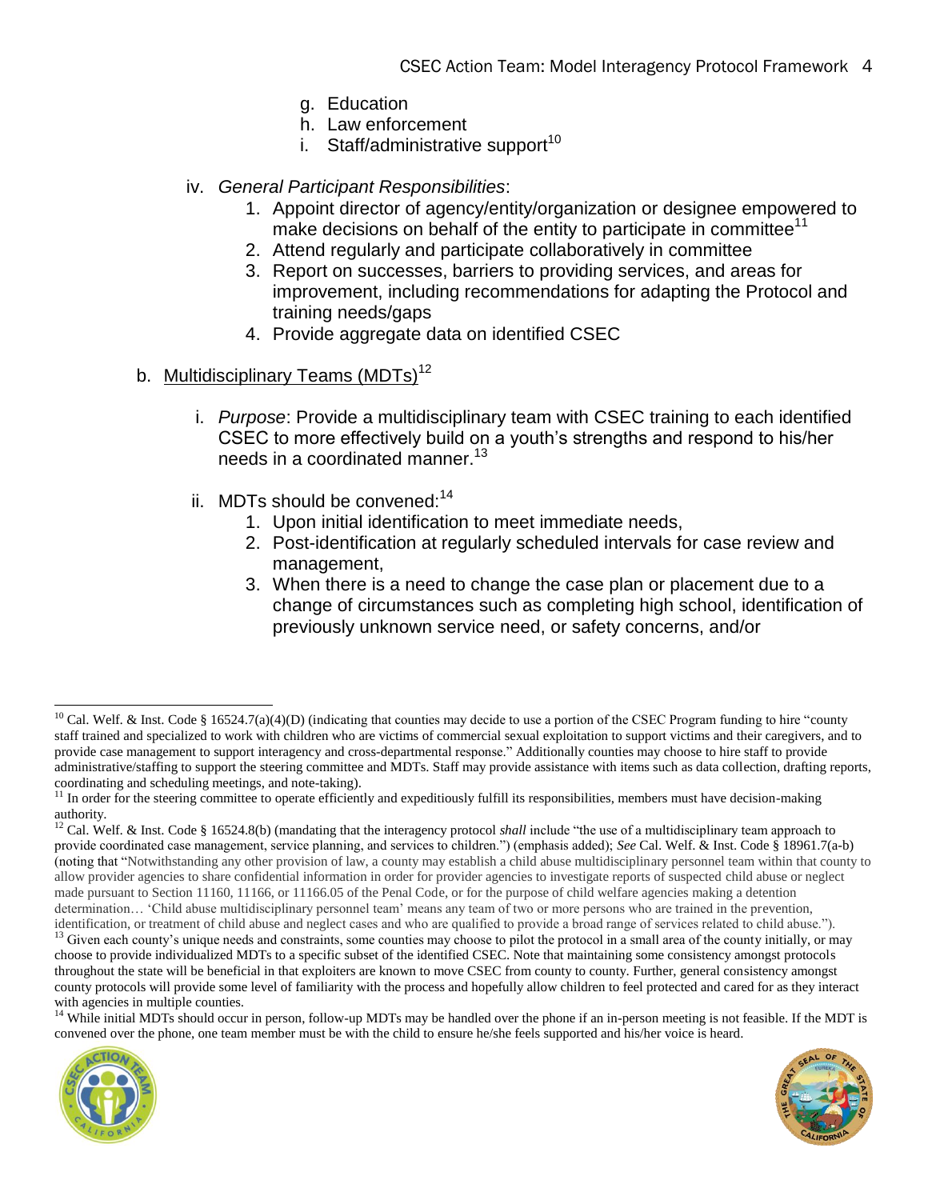g. Education
h. Law enforcement
i. Staff/administrative support[10]

iv. *General Participant Responsibilities*:
1. Appoint director of agency/entity/organization or designee empowered to make decisions on behalf of the entity to participate in committee[11]
2. Attend regularly and participate collaboratively in committee
3. Report on successes, barriers to providing services, and areas for improvement, including recommendations for adapting the Protocol and training needs/gaps
4. Provide aggregate data on identified CSEC

b. Multidisciplinary Teams (MDTs)[12]

i. *Purpose*: Provide a multidisciplinary team with CSEC training to each identified CSEC to more effectively build on a youth's strengths and respond to his/her needs in a coordinated manner.[13]

ii. MDTs should be convened:[14]
1. Upon initial identification to meet immediate needs,
2. Post-identification at regularly scheduled intervals for case review and management,
3. When there is a need to change the case plan or placement due to a change of circumstances such as completing high school, identification of previously unknown service need, or safety concerns, and/or

---

[10] Cal. Welf. & Inst. Code § 16524.7(a)(4)(D) (indicating that counties may decide to use a portion of the CSEC Program funding to hire "county staff trained and specialized to work with children who are victims of commercial sexual exploitation to support victims and their caregivers, and to provide case management to support interagency and cross-departmental response." Additionally counties may choose to hire staff to provide administrative/staffing to support the steering committee and MDTs. Staff may provide assistance with items such as data collection, drafting reports, coordinating and scheduling meetings, and note-taking).

[11] In order for the steering committee to operate efficiently and expeditiously fulfill its responsibilities, members must have decision-making authority.

[12] Cal. Welf. & Inst. Code § 16524.8(b) (mandating that the interagency protocol *shall* include "the use of a multidisciplinary team approach to provide coordinated case management, service planning, and services to children.") (emphasis added); *See* Cal. Welf. & Inst. Code § 18961.7(a-b) (noting that "Notwithstanding any other provision of law, a county may establish a child abuse multidisciplinary personnel team within that county to allow provider agencies to share confidential information in order for provider agencies to investigate reports of suspected child abuse or neglect made pursuant to Section 11160, 11166, or 11166.05 of the Penal Code, or for the purpose of child welfare agencies making a detention determination… 'Child abuse multidisciplinary personnel team' means any team of two or more persons who are trained in the prevention, identification, or treatment of child abuse and neglect cases and who are qualified to provide a broad range of services related to child abuse.").

[13] Given each county's unique needs and constraints, some counties may choose to pilot the protocol in a small area of the county initially, or may choose to provide individualized MDTs to a specific subset of the identified CSEC. Note that maintaining some consistency amongst protocols throughout the state will be beneficial in that exploiters are known to move CSEC from county to county. Further, general consistency amongst county protocols will provide some level of familiarity with the process and hopefully allow children to feel protected and cared for as they interact with agencies in multiple counties.

[14] While initial MDTs should occur in person, follow-up MDTs may be handled over the phone if an in-person meeting is not feasible. If the MDT is convened over the phone, one team member must be with the child to ensure he/she feels supported and his/her voice is heard.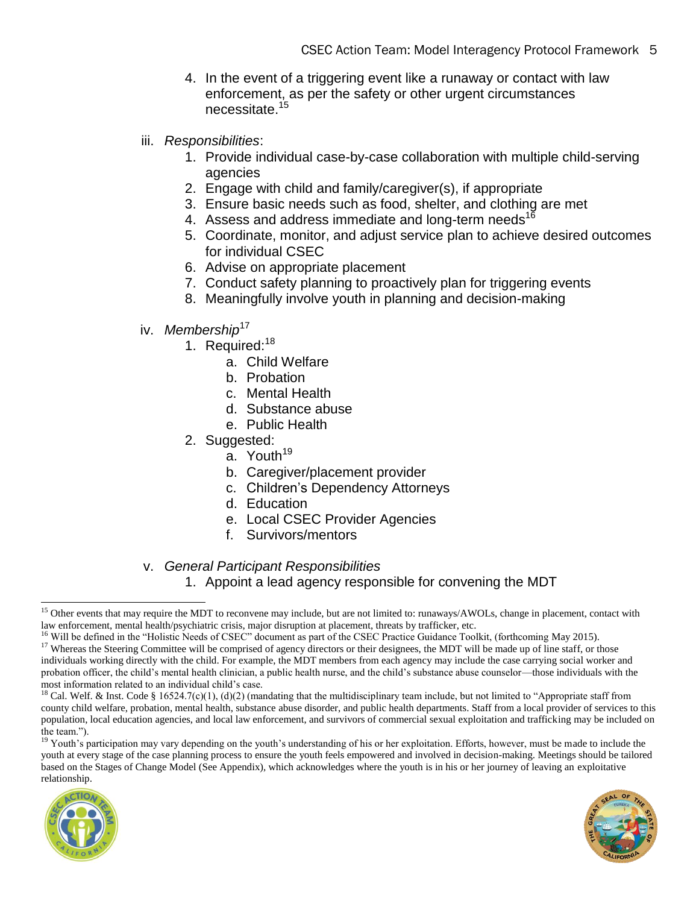4. In the event of a triggering event like a runaway or contact with law enforcement, as per the safety or other urgent circumstances necessitate.[15]

iii. *Responsibilities*:
   1. Provide individual case-by-case collaboration with multiple child-serving agencies
   2. Engage with child and family/caregiver(s), if appropriate
   3. Ensure basic needs such as food, shelter, and clothing are met
   4. Assess and address immediate and long-term needs[16]
   5. Coordinate, monitor, and adjust service plan to achieve desired outcomes for individual CSEC
   6. Advise on appropriate placement
   7. Conduct safety planning to proactively plan for triggering events
   8. Meaningfully involve youth in planning and decision-making

iv. *Membership*[17]
   1. Required:[18]
      a. Child Welfare
      b. Probation
      c. Mental Health
      d. Substance abuse
      e. Public Health
   2. Suggested:
      a. Youth[19]
      b. Caregiver/placement provider
      c. Children's Dependency Attorneys
      d. Education
      e. Local CSEC Provider Agencies
      f. Survivors/mentors

v. *General Participant Responsibilities*
   1. Appoint a lead agency responsible for convening the MDT

---

[15] Other events that may require the MDT to reconvene may include, but are not limited to: runaways/AWOLs, change in placement, contact with law enforcement, mental health/psychiatric crisis, major disruption at placement, threats by trafficker, etc.

[16] Will be defined in the "Holistic Needs of CSEC" document as part of the CSEC Practice Guidance Toolkit, (forthcoming May 2015).

[17] Whereas the Steering Committee will be comprised of agency directors or their designees, the MDT will be made up of line staff, or those individuals working directly with the child. For example, the MDT members from each agency may include the case carrying social worker and probation officer, the child's mental health clinician, a public health nurse, and the child's substance abuse counselor—those individuals with the most information related to an individual child's case.

[18] Cal. Welf. & Inst. Code § 16524.7(c)(1), (d)(2) (mandating that the multidisciplinary team include, but not limited to "Appropriate staff from county child welfare, probation, mental health, substance abuse disorder, and public health departments. Staff from a local provider of services to this population, local education agencies, and local law enforcement, and survivors of commercial sexual exploitation and trafficking may be included on the team.").

[19] Youth's participation may vary depending on the youth's understanding of his or her exploitation. Efforts, however, must be made to include the youth at every stage of the case planning process to ensure the youth feels empowered and involved in decision-making. Meetings should be tailored based on the Stages of Change Model (See Appendix), which acknowledges where the youth is in his or her journey of leaving an exploitative relationship.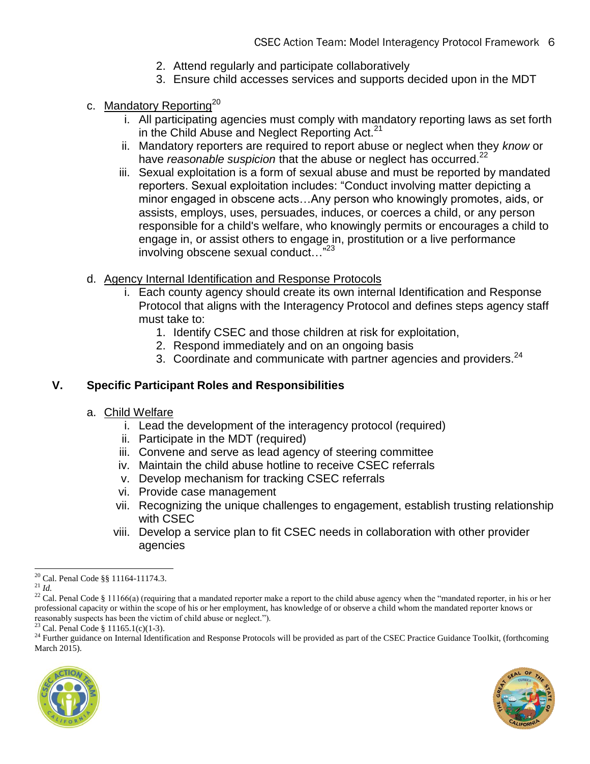2. Attend regularly and participate collaboratively
3. Ensure child accesses services and supports decided upon in the MDT

c. Mandatory Reporting[20]

   i. All participating agencies must comply with mandatory reporting laws as set forth in the Child Abuse and Neglect Reporting Act.[21]

   ii. Mandatory reporters are required to report abuse or neglect when they *know* or have *reasonable suspicion* that the abuse or neglect has occurred.[22]

   iii. Sexual exploitation is a form of sexual abuse and must be reported by mandated reporters. Sexual exploitation includes: "Conduct involving matter depicting a minor engaged in obscene acts…Any person who knowingly promotes, aids, or assists, employs, uses, persuades, induces, or coerces a child, or any person responsible for a child's welfare, who knowingly permits or encourages a child to engage in, or assist others to engage in, prostitution or a live performance involving obscene sexual conduct…"[23]

d. Agency Internal Identification and Response Protocols

   i. Each county agency should create its own internal Identification and Response Protocol that aligns with the Interagency Protocol and defines steps agency staff must take to:
      1. Identify CSEC and those children at risk for exploitation,
      2. Respond immediately and on an ongoing basis
      3. Coordinate and communicate with partner agencies and providers.[24]

## V. Specific Participant Roles and Responsibilities

a. Child Welfare

   i. Lead the development of the interagency protocol (required)
   ii. Participate in the MDT (required)
   iii. Convene and serve as lead agency of steering committee
   iv. Maintain the child abuse hotline to receive CSEC referrals
   v. Develop mechanism for tracking CSEC referrals
   vi. Provide case management
   vii. Recognizing the unique challenges to engagement, establish trusting relationship with CSEC
   viii. Develop a service plan to fit CSEC needs in collaboration with other provider agencies

---

[20] Cal. Penal Code §§ 11164-11174.3.

[21] *Id.*

[22] Cal. Penal Code § 11166(a) (requiring that a mandated reporter make a report to the child abuse agency when the "mandated reporter, in his or her professional capacity or within the scope of his or her employment, has knowledge of or observe a child whom the mandated reporter knows or reasonably suspects has been the victim of child abuse or neglect.").

[23] Cal. Penal Code § 11165.1(c)(1-3).

[24] Further guidance on Internal Identification and Response Protocols will be provided as part of the CSEC Practice Guidance Toolkit, (forthcoming March 2015).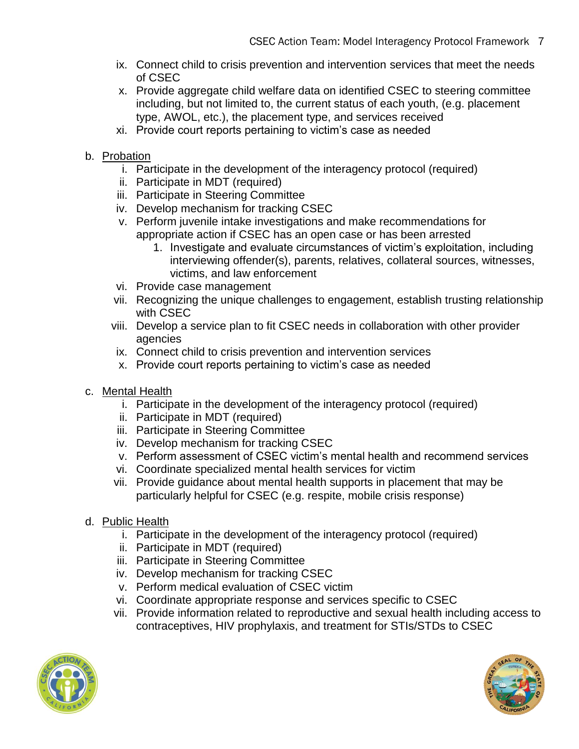ix. Connect child to crisis prevention and intervention services that meet the needs of CSEC
x. Provide aggregate child welfare data on identified CSEC to steering committee including, but not limited to, the current status of each youth, (e.g. placement type, AWOL, etc.), the placement type, and services received
xi. Provide court reports pertaining to victim's case as needed

b. <u>Probation</u>
   i. Participate in the development of the interagency protocol (required)
   ii. Participate in MDT (required)
   iii. Participate in Steering Committee
   iv. Develop mechanism for tracking CSEC
   v. Perform juvenile intake investigations and make recommendations for appropriate action if CSEC has an open case or has been arrested
      1. Investigate and evaluate circumstances of victim's exploitation, including interviewing offender(s), parents, relatives, collateral sources, witnesses, victims, and law enforcement
   vi. Provide case management
   vii. Recognizing the unique challenges to engagement, establish trusting relationship with CSEC
   viii. Develop a service plan to fit CSEC needs in collaboration with other provider agencies
   ix. Connect child to crisis prevention and intervention services
   x. Provide court reports pertaining to victim's case as needed

c. <u>Mental Health</u>
   i. Participate in the development of the interagency protocol (required)
   ii. Participate in MDT (required)
   iii. Participate in Steering Committee
   iv. Develop mechanism for tracking CSEC
   v. Perform assessment of CSEC victim's mental health and recommend services
   vi. Coordinate specialized mental health services for victim
   vii. Provide guidance about mental health supports in placement that may be particularly helpful for CSEC (e.g. respite, mobile crisis response)

d. <u>Public Health</u>
   i. Participate in the development of the interagency protocol (required)
   ii. Participate in MDT (required)
   iii. Participate in Steering Committee
   iv. Develop mechanism for tracking CSEC
   v. Perform medical evaluation of CSEC victim
   vi. Coordinate appropriate response and services specific to CSEC
   vii. Provide information related to reproductive and sexual health including access to contraceptives, HIV prophylaxis, and treatment for STIs/STDs to CSEC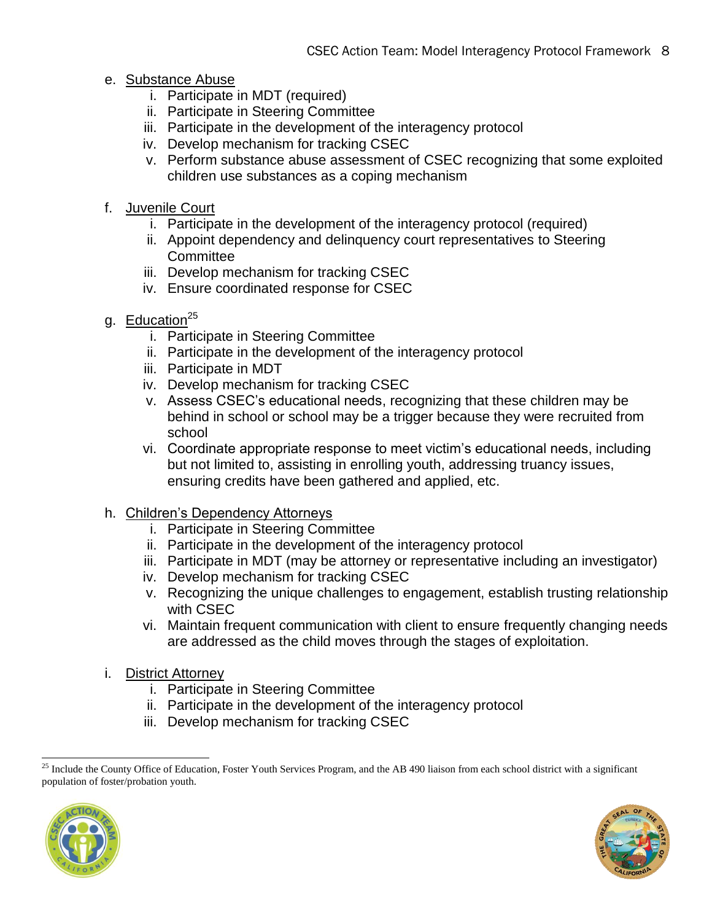e. Substance Abuse
   i. Participate in MDT (required)
   ii. Participate in Steering Committee
   iii. Participate in the development of the interagency protocol
   iv. Develop mechanism for tracking CSEC
   v. Perform substance abuse assessment of CSEC recognizing that some exploited children use substances as a coping mechanism

f. Juvenile Court
   i. Participate in the development of the interagency protocol (required)
   ii. Appoint dependency and delinquency court representatives to Steering Committee
   iii. Develop mechanism for tracking CSEC
   iv. Ensure coordinated response for CSEC

g. Education[25]
   i. Participate in Steering Committee
   ii. Participate in the development of the interagency protocol
   iii. Participate in MDT
   iv. Develop mechanism for tracking CSEC
   v. Assess CSEC's educational needs, recognizing that these children may be behind in school or school may be a trigger because they were recruited from school
   vi. Coordinate appropriate response to meet victim's educational needs, including but not limited to, assisting in enrolling youth, addressing truancy issues, ensuring credits have been gathered and applied, etc.

h. Children's Dependency Attorneys
   i. Participate in Steering Committee
   ii. Participate in the development of the interagency protocol
   iii. Participate in MDT (may be attorney or representative including an investigator)
   iv. Develop mechanism for tracking CSEC
   v. Recognizing the unique challenges to engagement, establish trusting relationship with CSEC
   vi. Maintain frequent communication with client to ensure frequently changing needs are addressed as the child moves through the stages of exploitation.

i. District Attorney
   i. Participate in Steering Committee
   ii. Participate in the development of the interagency protocol
   iii. Develop mechanism for tracking CSEC

[25] Include the County Office of Education, Foster Youth Services Program, and the AB 490 liaison from each school district with a significant population of foster/probation youth.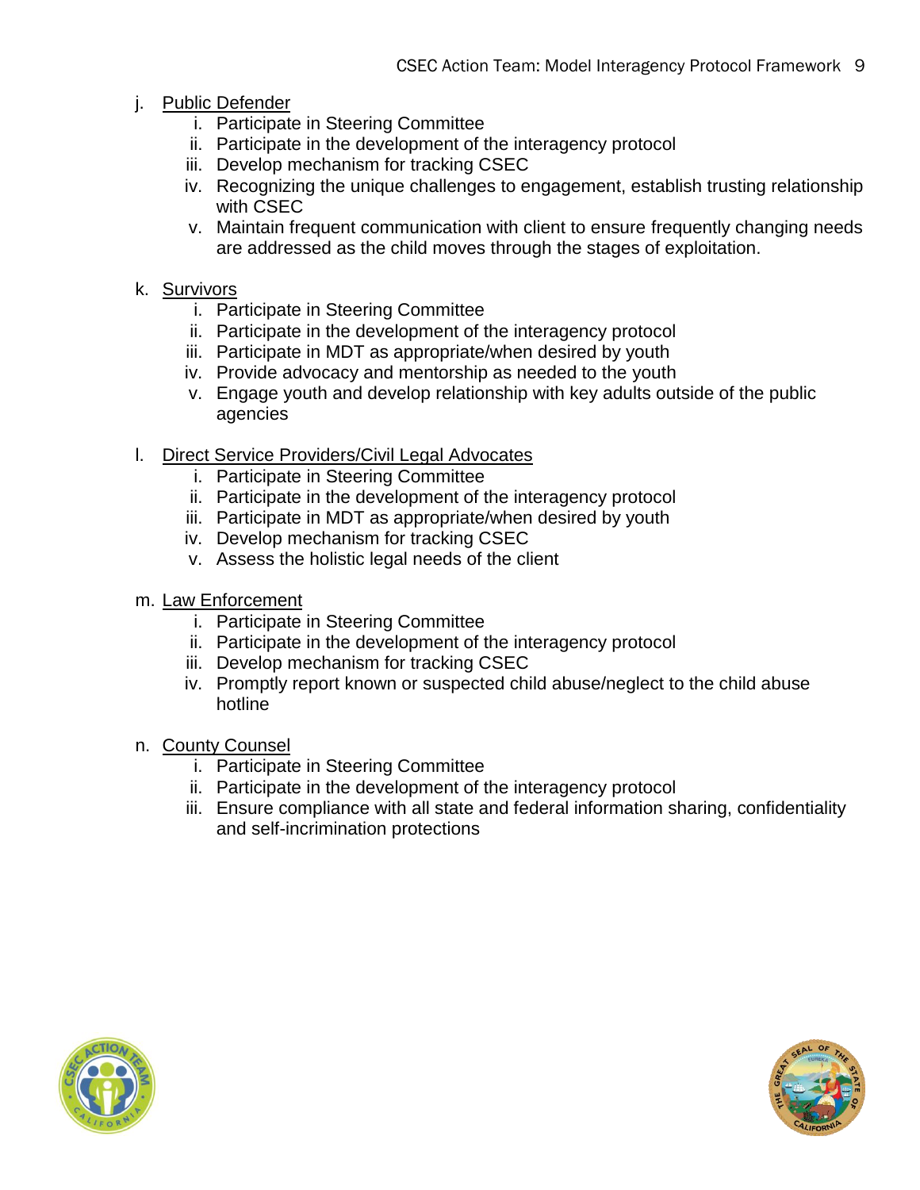j. <u>Public Defender</u>
   i. Participate in Steering Committee
   ii. Participate in the development of the interagency protocol
   iii. Develop mechanism for tracking CSEC
   iv. Recognizing the unique challenges to engagement, establish trusting relationship with CSEC
   v. Maintain frequent communication with client to ensure frequently changing needs are addressed as the child moves through the stages of exploitation.

k. <u>Survivors</u>
   i. Participate in Steering Committee
   ii. Participate in the development of the interagency protocol
   iii. Participate in MDT as appropriate/when desired by youth
   iv. Provide advocacy and mentorship as needed to the youth
   v. Engage youth and develop relationship with key adults outside of the public agencies

l. <u>Direct Service Providers/Civil Legal Advocates</u>
   i. Participate in Steering Committee
   ii. Participate in the development of the interagency protocol
   iii. Participate in MDT as appropriate/when desired by youth
   iv. Develop mechanism for tracking CSEC
   v. Assess the holistic legal needs of the client

m. <u>Law Enforcement</u>
   i. Participate in Steering Committee
   ii. Participate in the development of the interagency protocol
   iii. Develop mechanism for tracking CSEC
   iv. Promptly report known or suspected child abuse/neglect to the child abuse hotline

n. <u>County Counsel</u>
   i. Participate in Steering Committee
   ii. Participate in the development of the interagency protocol
   iii. Ensure compliance with all state and federal information sharing, confidentiality and self-incrimination protections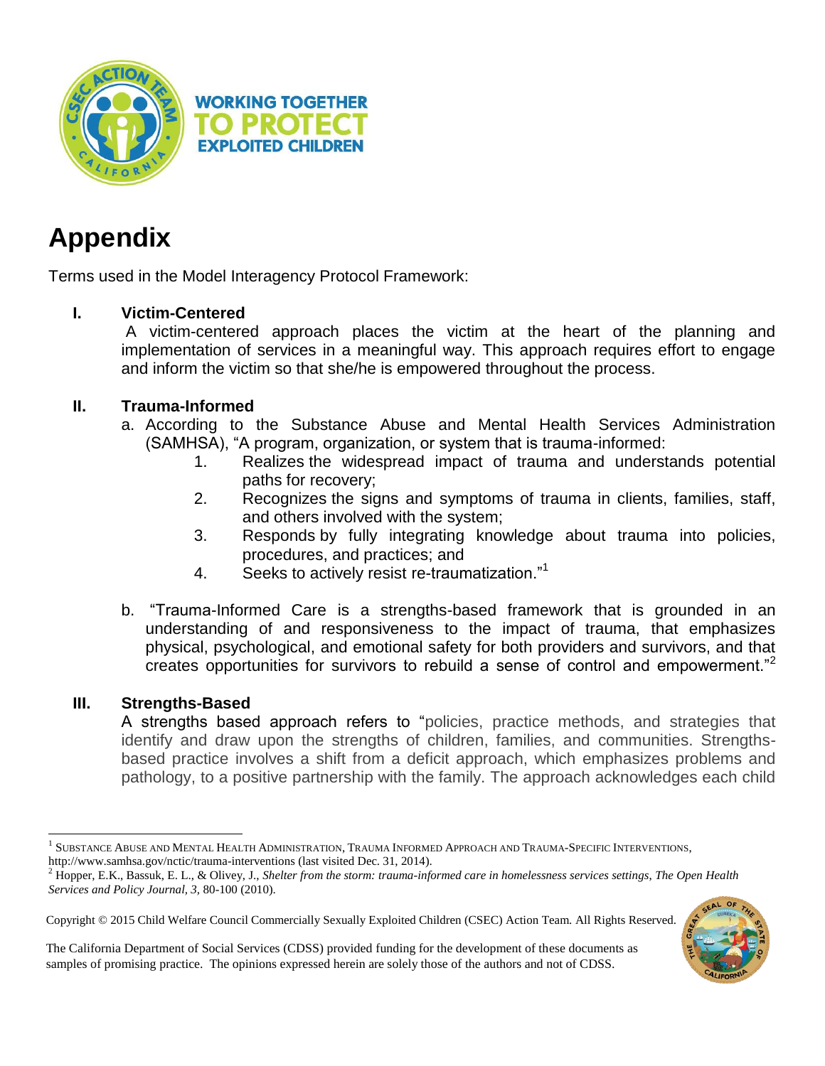# Appendix

Terms used in the Model Interagency Protocol Framework:

## I. Victim-Centered

A victim-centered approach places the victim at the heart of the planning and implementation of services in a meaningful way. This approach requires effort to engage and inform the victim so that she/he is empowered throughout the process.

## II. Trauma-Informed

a. According to the Substance Abuse and Mental Health Services Administration (SAMHSA), "A program, organization, or system that is trauma-informed:

1. Realizes the widespread impact of trauma and understands potential paths for recovery;
2. Recognizes the signs and symptoms of trauma in clients, families, staff, and others involved with the system;
3. Responds by fully integrating knowledge about trauma into policies, procedures, and practices; and
4. Seeks to actively resist re-traumatization."[1]

b. "Trauma-Informed Care is a strengths-based framework that is grounded in an understanding of and responsiveness to the impact of trauma, that emphasizes physical, psychological, and emotional safety for both providers and survivors, and that creates opportunities for survivors to rebuild a sense of control and empowerment."[2]

## III. Strengths-Based

A strengths based approach refers to "policies, practice methods, and strategies that identify and draw upon the strengths of children, families, and communities. Strengths-based practice involves a shift from a deficit approach, which emphasizes problems and pathology, to a positive partnership with the family. The approach acknowledges each child

---

[1] Substance Abuse and Mental Health Administration, Trauma Informed Approach and Trauma-Specific Interventions, http://www.samhsa.gov/nctic/trauma-interventions (last visited Dec. 31, 2014).

[2] Hopper, E.K., Bassuk, E. L., & Olivey, J., *Shelter from the storm: trauma-informed care in homelessness services settings, The Open Health Services and Policy Journal, 3,* 80-100 (2010).

Copyright © 2015 Child Welfare Council Commercially Sexually Exploited Children (CSEC) Action Team. All Rights Reserved.

The California Department of Social Services (CDSS) provided funding for the development of these documents as samples of promising practice. The opinions expressed herein are solely those of the authors and not of CDSS.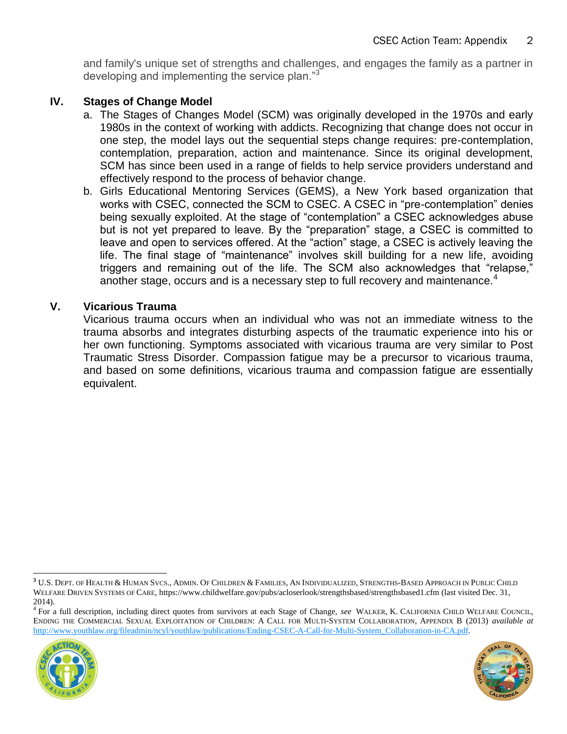and family's unique set of strengths and challenges, and engages the family as a partner in developing and implementing the service plan."[3]

## IV. Stages of Change Model

a. The Stages of Changes Model (SCM) was originally developed in the 1970s and early 1980s in the context of working with addicts. Recognizing that change does not occur in one step, the model lays out the sequential steps change requires: pre-contemplation, contemplation, preparation, action and maintenance. Since its original development, SCM has since been used in a range of fields to help service providers understand and effectively respond to the process of behavior change.

b. Girls Educational Mentoring Services (GEMS), a New York based organization that works with CSEC, connected the SCM to CSEC. A CSEC in "pre-contemplation" denies being sexually exploited. At the stage of "contemplation" a CSEC acknowledges abuse but is not yet prepared to leave. By the "preparation" stage, a CSEC is committed to leave and open to services offered. At the "action" stage, a CSEC is actively leaving the life. The final stage of "maintenance" involves skill building for a new life, avoiding triggers and remaining out of the life. The SCM also acknowledges that "relapse," another stage, occurs and is a necessary step to full recovery and maintenance.[4]

## V. Vicarious Trauma

Vicarious trauma occurs when an individual who was not an immediate witness to the trauma absorbs and integrates disturbing aspects of the traumatic experience into his or her own functioning. Symptoms associated with vicarious trauma are very similar to Post Traumatic Stress Disorder. Compassion fatigue may be a precursor to vicarious trauma, and based on some definitions, vicarious trauma and compassion fatigue are essentially equivalent.

---

[3] U.S. DEPT. OF HEALTH & HUMAN SVCS., ADMIN. OF CHILDREN & FAMILIES, AN INDIVIDUALIZED, STRENGTHS-BASED APPROACH IN PUBLIC CHILD WELFARE DRIVEN SYSTEMS OF CARE, https://www.childwelfare.gov/pubs/acloserlook/strengthsbased/strengthsbased1.cfm (last visited Dec. 31, 2014).

[4] For a full description, including direct quotes from survivors at each Stage of Change, *see* WALKER, K. CALIFORNIA CHILD WELFARE COUNCIL, ENDING THE COMMERCIAL SEXUAL EXPLOITATION OF CHILDREN: A CALL FOR MULTI-SYSTEM COLLABORATION, APPENDIX B (2013) *available at* http://www.youthlaw.org/fileadmin/ncyl/youthlaw/publications/Ending-CSEC-A-Call-for-Multi-System_Collaboration-in-CA.pdf.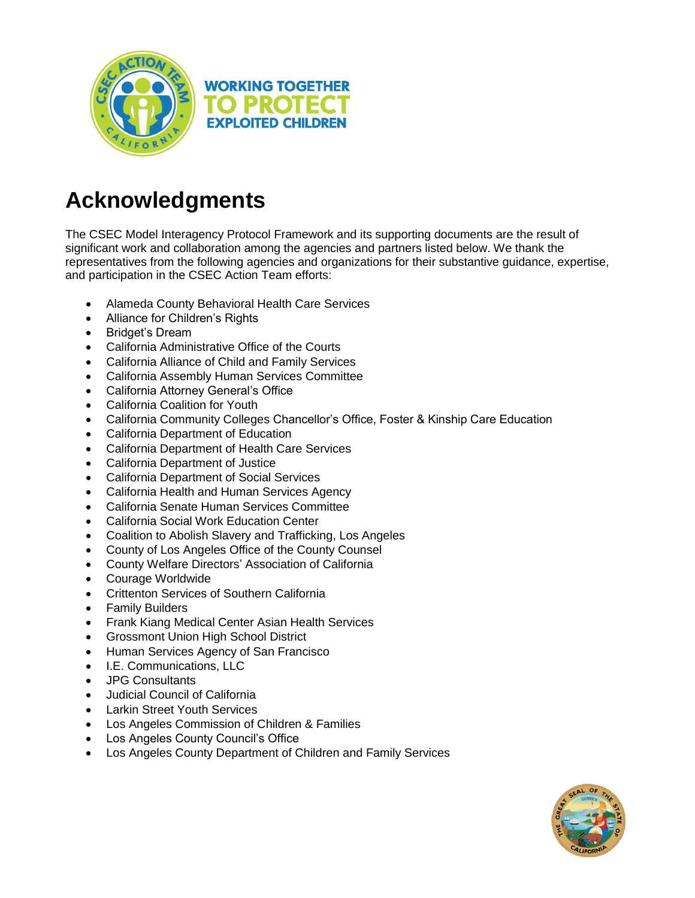# Acknowledgments

The CSEC Model Interagency Protocol Framework and its supporting documents are the result of significant work and collaboration among the agencies and partners listed below. We thank the representatives from the following agencies and organizations for their substantive guidance, expertise, and participation in the CSEC Action Team efforts:

- Alameda County Behavioral Health Care Services
- Alliance for Children's Rights
- Bridget's Dream
- California Administrative Office of the Courts
- California Alliance of Child and Family Services
- California Assembly Human Services Committee
- California Attorney General's Office
- California Coalition for Youth
- California Community Colleges Chancellor's Office, Foster & Kinship Care Education
- California Department of Education
- California Department of Health Care Services
- California Department of Justice
- California Department of Social Services
- California Health and Human Services Agency
- California Senate Human Services Committee
- California Social Work Education Center
- Coalition to Abolish Slavery and Trafficking, Los Angeles
- County of Los Angeles Office of the County Counsel
- County Welfare Directors' Association of California
- Courage Worldwide
- Crittenton Services of Southern California
- Family Builders
- Frank Kiang Medical Center Asian Health Services
- Grossmont Union High School District
- Human Services Agency of San Francisco
- I.E. Communications, LLC
- JPG Consultants
- Judicial Council of California
- Larkin Street Youth Services
- Los Angeles Commission of Children & Families
- Los Angeles County Council's Office
- Los Angeles County Department of Children and Family Services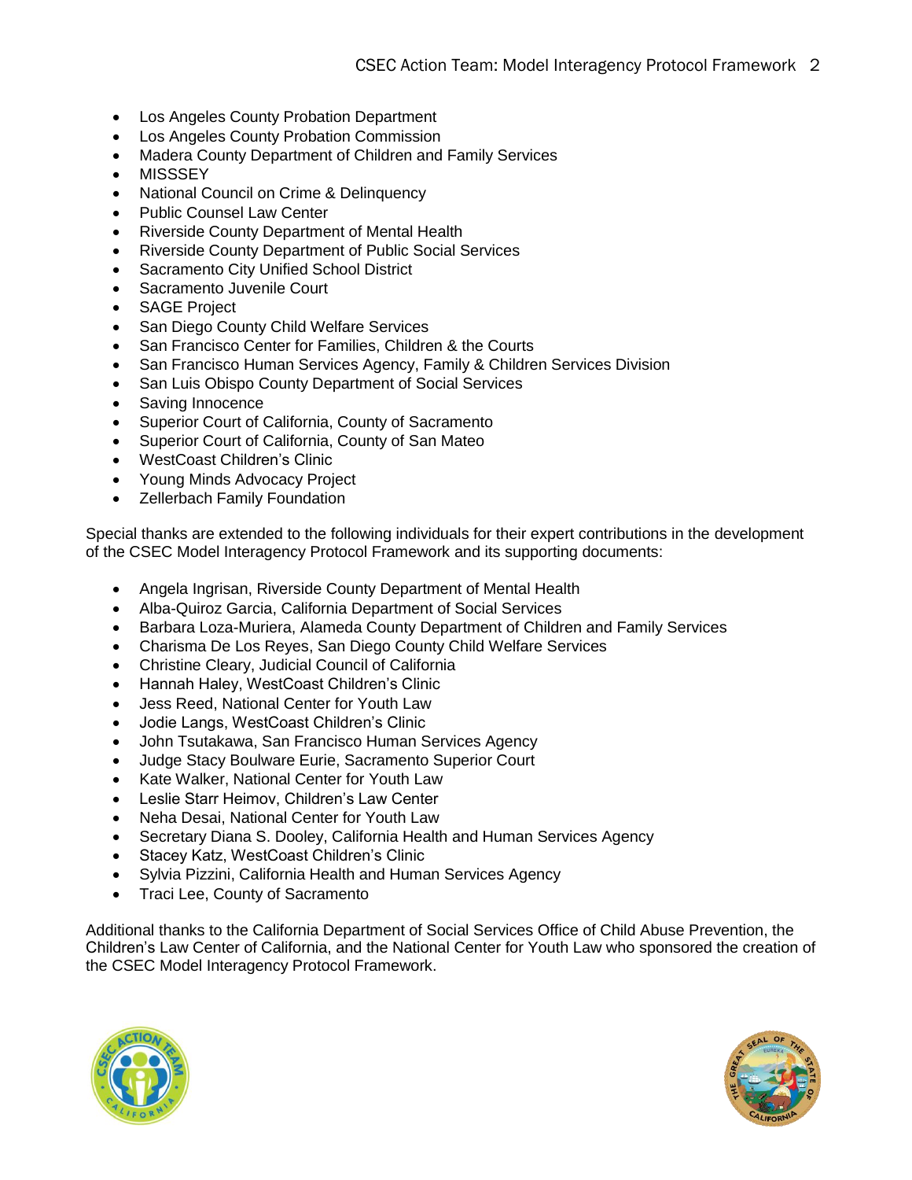- Los Angeles County Probation Department
- Los Angeles County Probation Commission
- Madera County Department of Children and Family Services
- MISSSEY
- National Council on Crime & Delinquency
- Public Counsel Law Center
- Riverside County Department of Mental Health
- Riverside County Department of Public Social Services
- Sacramento City Unified School District
- Sacramento Juvenile Court
- SAGE Project
- San Diego County Child Welfare Services
- San Francisco Center for Families, Children & the Courts
- San Francisco Human Services Agency, Family & Children Services Division
- San Luis Obispo County Department of Social Services
- Saving Innocence
- Superior Court of California, County of Sacramento
- Superior Court of California, County of San Mateo
- WestCoast Children's Clinic
- Young Minds Advocacy Project
- Zellerbach Family Foundation

Special thanks are extended to the following individuals for their expert contributions in the development of the CSEC Model Interagency Protocol Framework and its supporting documents:

- Angela Ingrisan, Riverside County Department of Mental Health
- Alba-Quiroz Garcia, California Department of Social Services
- Barbara Loza-Muriera, Alameda County Department of Children and Family Services
- Charisma De Los Reyes, San Diego County Child Welfare Services
- Christine Cleary, Judicial Council of California
- Hannah Haley, WestCoast Children's Clinic
- Jess Reed, National Center for Youth Law
- Jodie Langs, WestCoast Children's Clinic
- John Tsutakawa, San Francisco Human Services Agency
- Judge Stacy Boulware Eurie, Sacramento Superior Court
- Kate Walker, National Center for Youth Law
- Leslie Starr Heimov, Children's Law Center
- Neha Desai, National Center for Youth Law
- Secretary Diana S. Dooley, California Health and Human Services Agency
- Stacey Katz, WestCoast Children's Clinic
- Sylvia Pizzini, California Health and Human Services Agency
- Traci Lee, County of Sacramento

Additional thanks to the California Department of Social Services Office of Child Abuse Prevention, the Children's Law Center of California, and the National Center for Youth Law who sponsored the creation of the CSEC Model Interagency Protocol Framework.